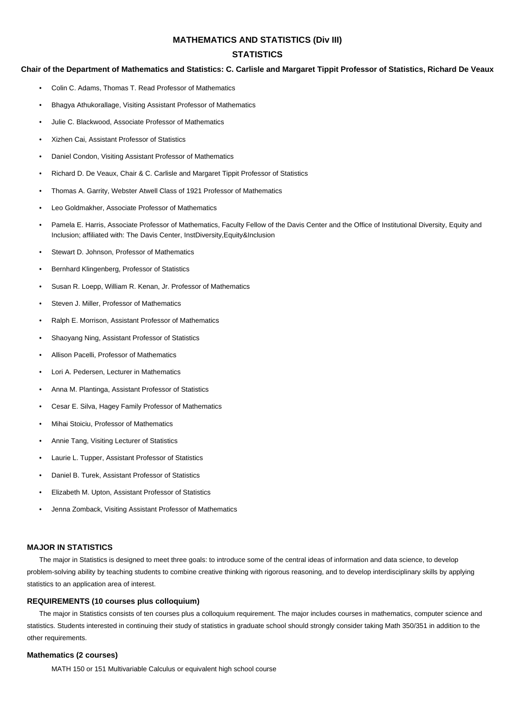# MATHEMATICS AND STATISTICS (Div III)

## STATISTICS

**Chair of the Department of Mathematics and Statistics: C. Carlisle and Margaret Tippit Professor of Statistics, Richard De Veaux**

- Colin C. Adams, Thomas T. Read Professor of Mathematics
- Bhagya Athukorallage, Visiting Assistant Professor of Mathematics
- Julie C. Blackwood, Associate Professor of Mathematics
- Xizhen Cai, Assistant Professor of Statistics
- Daniel Condon, Visiting Assistant Professor of Mathematics
- Richard D. De Veaux, Chair & C. Carlisle and Margaret Tippit Professor of Statistics
- Thomas A. Garrity, Webster Atwell Class of 1921 Professor of Mathematics
- Leo Goldmakher, Associate Professor of Mathematics
- Pamela E. Harris, Associate Professor of Mathematics, Faculty Fellow of the Davis Center and the Office of Institutional Diversity, Equity and Inclusion; affiliated with: The Davis Center, InstDiversity,Equity&Inclusion
- Stewart D. Johnson, Professor of Mathematics
- Bernhard Klingenberg, Professor of Statistics
- Susan R. Loepp, William R. Kenan, Jr. Professor of Mathematics
- Steven J. Miller, Professor of Mathematics
- Ralph E. Morrison, Assistant Professor of Mathematics
- Shaoyang Ning, Assistant Professor of Statistics
- Allison Pacelli, Professor of Mathematics
- Lori A. Pedersen, Lecturer in Mathematics
- Anna M. Plantinga, Assistant Professor of Statistics
- Cesar E. Silva, Hagey Family Professor of Mathematics
- Mihai Stoiciu, Professor of Mathematics
- Annie Tang, Visiting Lecturer of Statistics
- Laurie L. Tupper, Assistant Professor of Statistics
- Daniel B. Turek, Assistant Professor of Statistics
- Elizabeth M. Upton, Assistant Professor of Statistics
- Jenna Zomback, Visiting Assistant Professor of Mathematics

### MAJOR IN STATISTICS

The major in Statistics is designed to meet three goals: to introduce some of the central ideas of information and data science, to develop problem-solving ability by teaching students to combine creative thinking with rigorous reasoning, and to develop interdisciplinary skills by applying statistics to an application area of interest.

### REQUIREMENTS (10 courses plus colloquium)

The major in Statistics consists of ten courses plus a colloquium requirement. The major includes courses in mathematics, computer science and statistics. Students interested in continuing their study of statistics in graduate school should strongly consider taking Math 350/351 in addition to the other requirements.

### Mathematics (2 courses)

MATH 150 or 151 Multivariable Calculus or equivalent high school course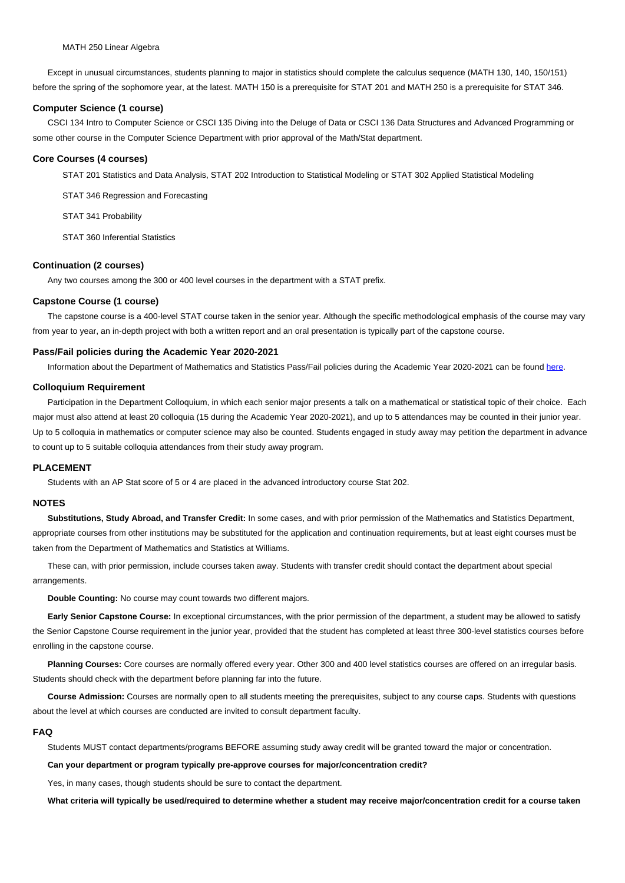MATH 250 Linear Algebra

Except in unusual circumstances, students planning to major in statistics should complete the calculus sequence (MATH 130, 140, 150/151) before the spring of the sophomore year, at the latest. MATH 150 is a prerequisite for STAT 201 and MATH 250 is a prerequisite for STAT 346.

#### Computer Science (1 course)

CSCI 134 Intro to Computer Science or CSCI 135 Diving into the Deluge of Data or CSCI 136 Data Structures and Advanced Programming or some other course in the Computer Science Department with prior approval of the Math/Stat department.

#### Core Courses (4 courses)

STAT 201 Statistics and Data Analysis, STAT 202 Introduction to Statistical Modeling or STAT 302 Applied Statistical Modeling

STAT 346 Regression and Forecasting

STAT 341 Probability

STAT 360 Inferential Statistics

#### Continuation (2 courses)

Any two courses among the 300 or 400 level courses in the department with a STAT prefix.

#### Capstone Course (1 course)

The capstone course is a 400-level STAT course taken in the senior year. Although the specific methodological emphasis of the course may vary from year to year, an in-depth project with both a written report and an oral presentation is typically part of the capstone course.

#### Pass/Fail policies during the Academic Year 2020-2021

Information about the Department of Mathematics and Statistics Pass/Fail policies during the Academic Year 2020-2021 can be found here.

#### Colloquium Requirement

Participation in the Department Colloquium, in which each senior major presents a talk on a mathematical or statistical topic of their choice. Each major must also attend at least 20 colloquia (15 during the Academic Year 2020-2021), and up to 5 attendances may be counted in their junior year. Up to 5 colloquia in mathematics or computer science may also be counted. Students engaged in study away may petition the department in advance to count up to 5 suitable colloquia attendances from their study away program.

#### PLACEMENT

Students with an AP Stat score of 5 or 4 are placed in the advanced introductory course Stat 202.

#### NOTES

**Substitutions, Study Abroad, and Transfer Credit:** In some cases, and with prior permission of the Mathematics and Statistics Department, appropriate courses from other institutions may be substituted for the application and continuation requirements, but at least eight courses must be taken from the Department of Mathematics and Statistics at Williams.

These can, with prior permission, include courses taken away. Students with transfer credit should contact the department about special arrangements.

**Double Counting:** No course may count towards two different majors.

**Early Senior Capstone Course:** In exceptional circumstances, with the prior permission of the department, a student may be allowed to satisfy the Senior Capstone Course requirement in the junior year, provided that the student has completed at least three 300-level statistics courses before enrolling in the capstone course.

**Planning Courses:** Core courses are normally offered every year. Other 300 and 400 level statistics courses are offered on an irregular basis. Students should check with the department before planning far into the future.

**Course Admission:** Courses are normally open to all students meeting the prerequisites, subject to any course caps. Students with questions about the level at which courses are conducted are invited to consult department faculty.

#### FAQ

Students MUST contact departments/programs BEFORE assuming study away credit will be granted toward the major or concentration.

**Can your department or program typically pre-approve courses for major/concentration credit?**

Yes, in many cases, though students should be sure to contact the department.

**What criteria will typically be used/required to determine whether a student may receive major/concentration credit for a course taken**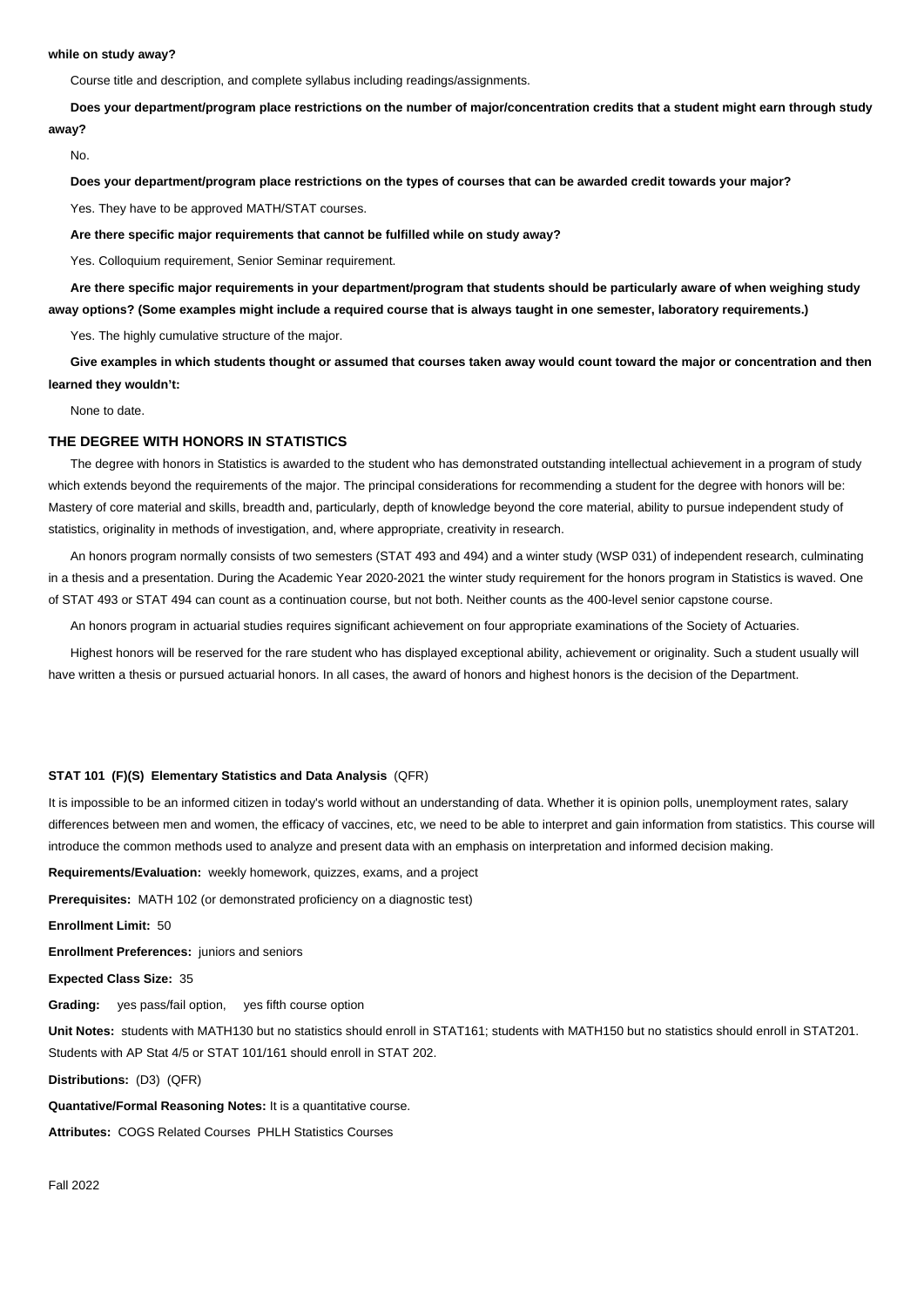**while on study away?**

Course title and description, and complete syllabus including readings/assignments.

**Does your department/program place restrictions on the number of major/concentration credits that a student might earn through study away?**

No.

**Does your department/program place restrictions on the types of courses that can be awarded credit towards your major?**

Yes. They have to be approved MATH/STAT courses.

**Are there specific major requirements that cannot be fulfilled while on study away?**

Yes. Colloquium requirement, Senior Seminar requirement.

**Are there specific major requirements in your department/program that students should be particularly aware of when weighing study away options? (Some examples might include a required course that is always taught in one semester, laboratory requirements.)**

Yes. The highly cumulative structure of the major.

**Give examples in which students thought or assumed that courses taken away would count toward the major or concentration and then learned they wouldn't:**

None to date.

## THE DEGREE WITH HONORS IN STATISTICS

The degree with honors in Statistics is awarded to the student who has demonstrated outstanding intellectual achievement in a program of study which extends beyond the requirements of the major. The principal considerations for recommending a student for the degree with honors will be: Mastery of core material and skills, breadth and, particularly, depth of knowledge beyond the core material, ability to pursue independent study of statistics, originality in methods of investigation, and, where appropriate, creativity in research.

An honors program normally consists of two semesters (STAT 493 and 494) and a winter study (WSP 031) of independent research, culminating in a thesis and a presentation. During the Academic Year 2020-2021 the winter study requirement for the honors program in Statistics is waved. One of STAT 493 or STAT 494 can count as a continuation course, but not both. Neither counts as the 400-level senior capstone course.

An honors program in actuarial studies requires significant achievement on four appropriate examinations of the Society of Actuaries.

Highest honors will be reserved for the rare student who has displayed exceptional ability, achievement or originality. Such a student usually will have written a thesis or pursued actuarial honors. In all cases, the award of honors and highest honors is the decision of the Department.

**STAT 101 (F)(S) Elementary Statistics and Data Analysis** (QFR)

It is impossible to be an informed citizen in today's world without an understanding of data. Whether it is opinion polls, unemployment rates, salary differences between men and women, the efficacy of vaccines, etc, we need to be able to interpret and gain information from statistics. This course will introduce the common methods used to analyze and present data with an emphasis on interpretation and informed decision making.

**Requirements/Evaluation:** weekly homework, quizzes, exams, and a project

**Prerequisites:** MATH 102 (or demonstrated proficiency on a diagnostic test)

**Enrollment Limit:** 50

**Enrollment Preferences:** juniors and seniors

**Expected Class Size:** 35

**Grading:** yes pass/fail option, yes fifth course option

**Unit Notes:** students with MATH130 but no statistics should enroll in STAT161; students with MATH150 but no statistics should enroll in STAT201. Students with AP Stat 4/5 or STAT 101/161 should enroll in STAT 202.

**Distributions:** (D3) (QFR)

**Quantative/Formal Reasoning Notes:** It is a quantitative course.

**Attributes:** COGS Related Courses PHLH Statistics Courses

Fall 2022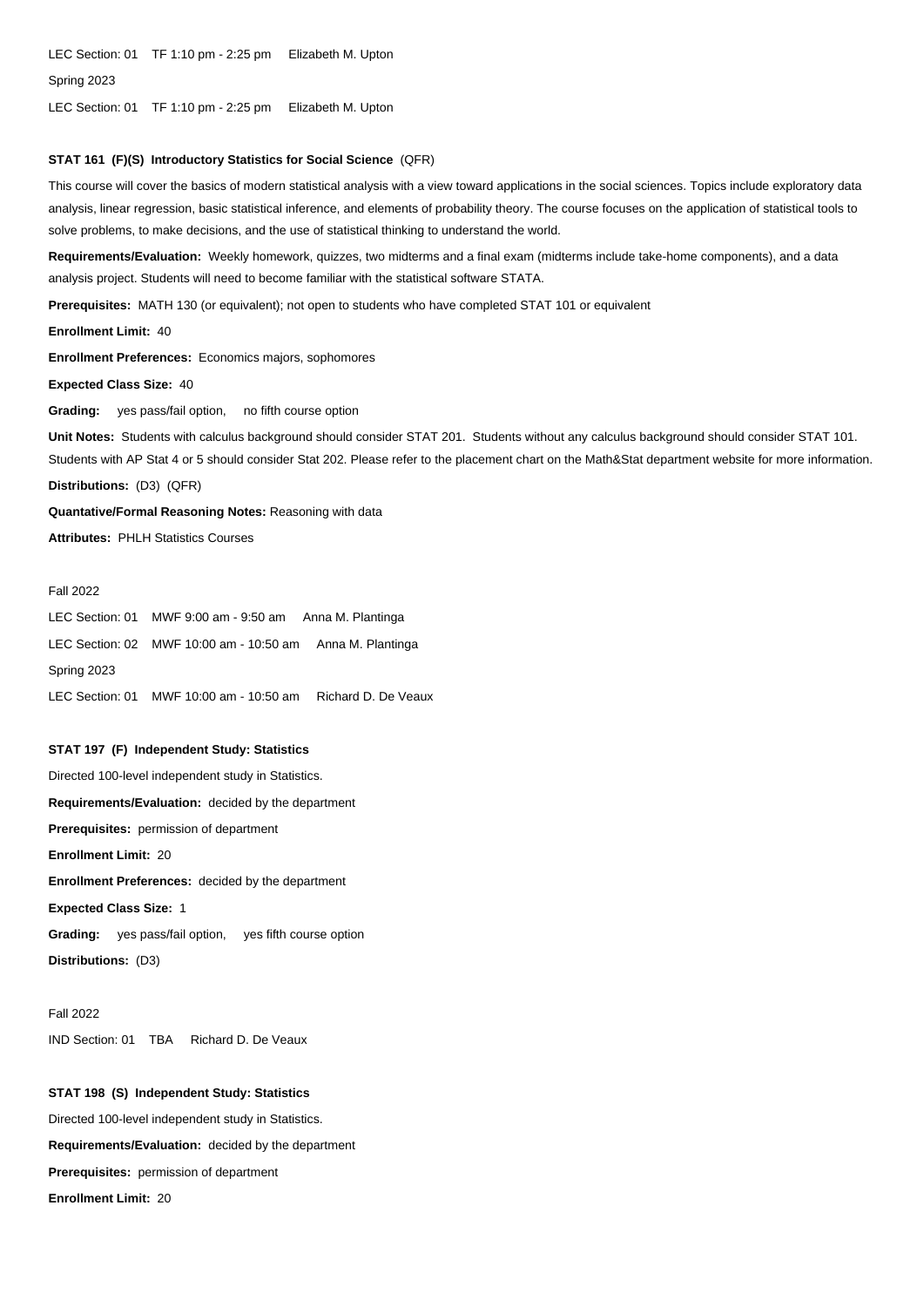LEC Section: 01    TF 1:10 pm - 2:25 pm    Elizabeth M. Upton

Spring 2023

LEC Section: 01    TF 1:10 pm - 2:25 pm    Elizabeth M. Upton

### STAT 161 (F)(S) Introductory Statistics for Social Science (QFR)

This course will cover the basics of modern statistical analysis with a view toward applications in the social sciences. Topics include exploratory data analysis, linear regression, basic statistical inference, and elements of probability theory. The course focuses on the application of statistical tools to solve problems, to make decisions, and the use of statistical thinking to understand the world.

**Requirements/Evaluation:** Weekly homework, quizzes, two midterms and a final exam (midterms include take-home components), and a data analysis project. Students will need to become familiar with the statistical software STATA.

**Prerequisites:** MATH 130 (or equivalent); not open to students who have completed STAT 101 or equivalent

**Enrollment Limit:** 40

**Enrollment Preferences:** Economics majors, sophomores

**Expected Class Size:** 40

**Grading:** yes pass/fail option,    no fifth course option

**Unit Notes:** Students with calculus background should consider STAT 201. Students without any calculus background should consider STAT 101. Students with AP Stat 4 or 5 should consider Stat 202. Please refer to the placement chart on the Math&Stat department website for more information.

**Distributions:** (D3) (QFR)

**Quantative/Formal Reasoning Notes:** Reasoning with data

**Attributes:** PHLH Statistics Courses

Fall 2022

LEC Section: 01    MWF 9:00 am - 9:50 am    Anna M. Plantinga

LEC Section: 02    MWF 10:00 am - 10:50 am    Anna M. Plantinga

Spring 2023

LEC Section: 01    MWF 10:00 am - 10:50 am    Richard D. De Veaux

### STAT 197 (F) Independent Study: Statistics

Directed 100-level independent study in Statistics.

**Requirements/Evaluation:** decided by the department

**Prerequisites:** permission of department

**Enrollment Limit:** 20

**Enrollment Preferences:** decided by the department

**Expected Class Size:** 1

**Grading:** yes pass/fail option,    yes fifth course option

**Distributions:** (D3)

Fall 2022

IND Section: 01    TBA    Richard D. De Veaux

### STAT 198 (S) Independent Study: Statistics

Directed 100-level independent study in Statistics.

**Requirements/Evaluation:** decided by the department

**Prerequisites:** permission of department

**Enrollment Limit:** 20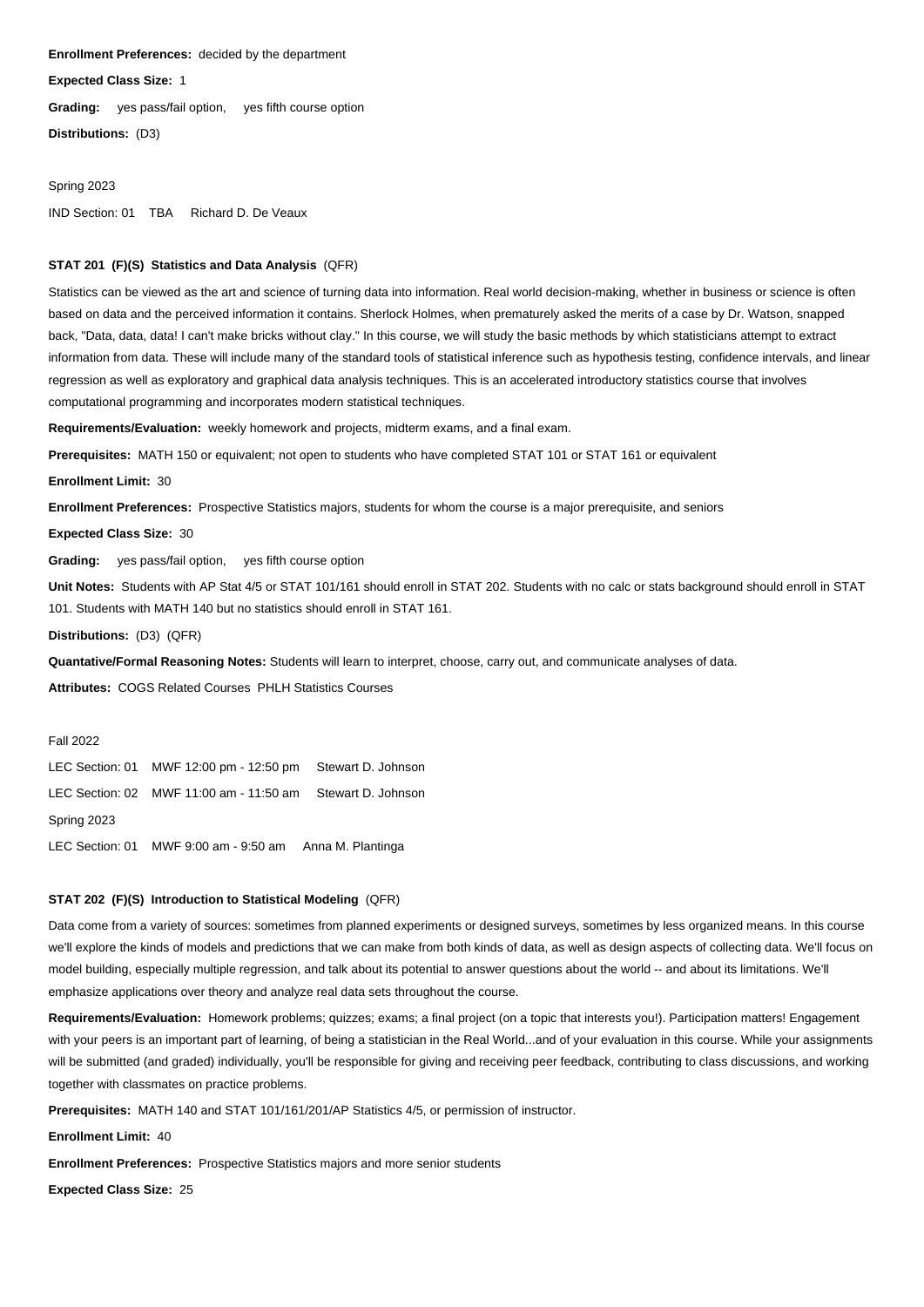**Enrollment Preferences:** decided by the department

**Expected Class Size:** 1

**Grading:** yes pass/fail option, yes fifth course option

**Distributions:** (D3)

Spring 2023

IND Section: 01 TBA Richard D. De Veaux

### STAT 201 (F)(S) Statistics and Data Analysis (QFR)

Statistics can be viewed as the art and science of turning data into information. Real world decision-making, whether in business or science is often based on data and the perceived information it contains. Sherlock Holmes, when prematurely asked the merits of a case by Dr. Watson, snapped back, "Data, data, data! I can't make bricks without clay." In this course, we will study the basic methods by which statisticians attempt to extract information from data. These will include many of the standard tools of statistical inference such as hypothesis testing, confidence intervals, and linear regression as well as exploratory and graphical data analysis techniques. This is an accelerated introductory statistics course that involves computational programming and incorporates modern statistical techniques.

**Requirements/Evaluation:** weekly homework and projects, midterm exams, and a final exam.

**Prerequisites:** MATH 150 or equivalent; not open to students who have completed STAT 101 or STAT 161 or equivalent

**Enrollment Limit:** 30

**Enrollment Preferences:** Prospective Statistics majors, students for whom the course is a major prerequisite, and seniors

**Expected Class Size:** 30

**Grading:** yes pass/fail option, yes fifth course option

**Unit Notes:** Students with AP Stat 4/5 or STAT 101/161 should enroll in STAT 202. Students with no calc or stats background should enroll in STAT 101. Students with MATH 140 but no statistics should enroll in STAT 161.

**Distributions:** (D3) (QFR)

**Quantative/Formal Reasoning Notes:** Students will learn to interpret, choose, carry out, and communicate analyses of data.

**Attributes:** COGS Related Courses PHLH Statistics Courses

Fall 2022

LEC Section: 01 MWF 12:00 pm - 12:50 pm Stewart D. Johnson

LEC Section: 02 MWF 11:00 am - 11:50 am Stewart D. Johnson

Spring 2023

LEC Section: 01 MWF 9:00 am - 9:50 am Anna M. Plantinga

### STAT 202 (F)(S) Introduction to Statistical Modeling (QFR)

Data come from a variety of sources: sometimes from planned experiments or designed surveys, sometimes by less organized means. In this course we'll explore the kinds of models and predictions that we can make from both kinds of data, as well as design aspects of collecting data. We'll focus on model building, especially multiple regression, and talk about its potential to answer questions about the world -- and about its limitations. We'll emphasize applications over theory and analyze real data sets throughout the course.

**Requirements/Evaluation:** Homework problems; quizzes; exams; a final project (on a topic that interests you!). Participation matters! Engagement with your peers is an important part of learning, of being a statistician in the Real World...and of your evaluation in this course. While your assignments will be submitted (and graded) individually, you'll be responsible for giving and receiving peer feedback, contributing to class discussions, and working together with classmates on practice problems.

**Prerequisites:** MATH 140 and STAT 101/161/201/AP Statistics 4/5, or permission of instructor.

**Enrollment Limit:** 40

**Enrollment Preferences:** Prospective Statistics majors and more senior students

**Expected Class Size:** 25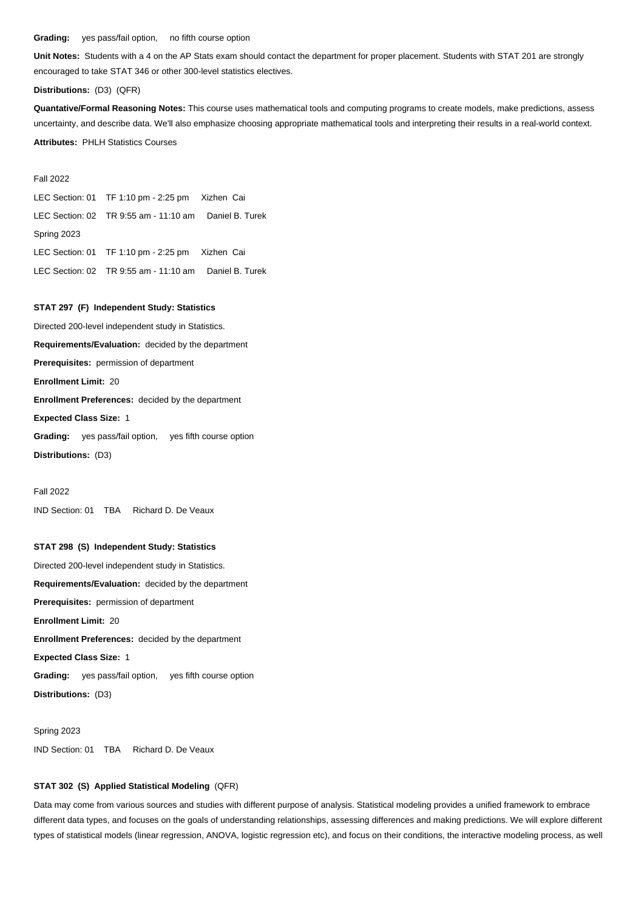**Grading:** yes pass/fail option, no fifth course option

**Unit Notes:** Students with a 4 on the AP Stats exam should contact the department for proper placement. Students with STAT 201 are strongly encouraged to take STAT 346 or other 300-level statistics electives.

**Distributions:** (D3) (QFR)

**Quantative/Formal Reasoning Notes:** This course uses mathematical tools and computing programs to create models, make predictions, assess uncertainty, and describe data. We'll also emphasize choosing appropriate mathematical tools and interpreting their results in a real-world context.

**Attributes:** PHLH Statistics Courses

Fall 2022

LEC Section: 01 TF 1:10 pm - 2:25 pm Xizhen Cai

LEC Section: 02 TR 9:55 am - 11:10 am Daniel B. Turek

Spring 2023

LEC Section: 01 TF 1:10 pm - 2:25 pm Xizhen Cai

LEC Section: 02 TR 9:55 am - 11:10 am Daniel B. Turek

**STAT 297 (F) Independent Study: Statistics**

Directed 200-level independent study in Statistics.

**Requirements/Evaluation:** decided by the department

**Prerequisites:** permission of department

**Enrollment Limit:** 20

**Enrollment Preferences:** decided by the department

**Expected Class Size:** 1

**Grading:** yes pass/fail option, yes fifth course option

**Distributions:** (D3)

Fall 2022

IND Section: 01 TBA Richard D. De Veaux

**STAT 298 (S) Independent Study: Statistics**

Directed 200-level independent study in Statistics.

**Requirements/Evaluation:** decided by the department

**Prerequisites:** permission of department

**Enrollment Limit:** 20

**Enrollment Preferences:** decided by the department

**Expected Class Size:** 1

**Grading:** yes pass/fail option, yes fifth course option

**Distributions:** (D3)

Spring 2023

IND Section: 01 TBA Richard D. De Veaux

**STAT 302 (S) Applied Statistical Modeling** (QFR)

Data may come from various sources and studies with different purpose of analysis. Statistical modeling provides a unified framework to embrace different data types, and focuses on the goals of understanding relationships, assessing differences and making predictions. We will explore different types of statistical models (linear regression, ANOVA, logistic regression etc), and focus on their conditions, the interactive modeling process, as well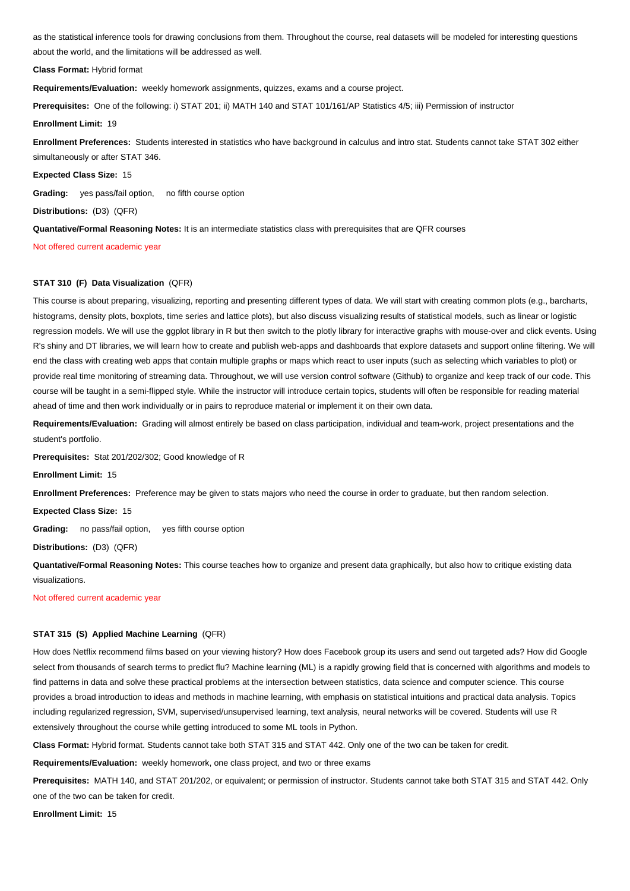as the statistical inference tools for drawing conclusions from them. Throughout the course, real datasets will be modeled for interesting questions about the world, and the limitations will be addressed as well.

**Class Format:** Hybrid format

**Requirements/Evaluation:** weekly homework assignments, quizzes, exams and a course project.

**Prerequisites:** One of the following: i) STAT 201; ii) MATH 140 and STAT 101/161/AP Statistics 4/5; iii) Permission of instructor

**Enrollment Limit:** 19

**Enrollment Preferences:** Students interested in statistics who have background in calculus and intro stat. Students cannot take STAT 302 either simultaneously or after STAT 346.

**Expected Class Size:** 15

**Grading:** yes pass/fail option, no fifth course option

**Distributions:** (D3) (QFR)

**Quantative/Formal Reasoning Notes:** It is an intermediate statistics class with prerequisites that are QFR courses

Not offered current academic year

### STAT 310 (F) Data Visualization (QFR)

This course is about preparing, visualizing, reporting and presenting different types of data. We will start with creating common plots (e.g., barcharts, histograms, density plots, boxplots, time series and lattice plots), but also discuss visualizing results of statistical models, such as linear or logistic regression models. We will use the ggplot library in R but then switch to the plotly library for interactive graphs with mouse-over and click events. Using R's shiny and DT libraries, we will learn how to create and publish web-apps and dashboards that explore datasets and support online filtering. We will end the class with creating web apps that contain multiple graphs or maps which react to user inputs (such as selecting which variables to plot) or provide real time monitoring of streaming data. Throughout, we will use version control software (Github) to organize and keep track of our code. This course will be taught in a semi-flipped style. While the instructor will introduce certain topics, students will often be responsible for reading material ahead of time and then work individually or in pairs to reproduce material or implement it on their own data.

**Requirements/Evaluation:** Grading will almost entirely be based on class participation, individual and team-work, project presentations and the student's portfolio.

**Prerequisites:** Stat 201/202/302; Good knowledge of R

**Enrollment Limit:** 15

**Enrollment Preferences:** Preference may be given to stats majors who need the course in order to graduate, but then random selection.

**Expected Class Size:** 15

**Grading:** no pass/fail option, yes fifth course option

**Distributions:** (D3) (QFR)

**Quantative/Formal Reasoning Notes:** This course teaches how to organize and present data graphically, but also how to critique existing data visualizations.

Not offered current academic year

### STAT 315 (S) Applied Machine Learning (QFR)

How does Netflix recommend films based on your viewing history? How does Facebook group its users and send out targeted ads? How did Google select from thousands of search terms to predict flu? Machine learning (ML) is a rapidly growing field that is concerned with algorithms and models to find patterns in data and solve these practical problems at the intersection between statistics, data science and computer science. This course provides a broad introduction to ideas and methods in machine learning, with emphasis on statistical intuitions and practical data analysis. Topics including regularized regression, SVM, supervised/unsupervised learning, text analysis, neural networks will be covered. Students will use R extensively throughout the course while getting introduced to some ML tools in Python.

**Class Format:** Hybrid format. Students cannot take both STAT 315 and STAT 442. Only one of the two can be taken for credit.

**Requirements/Evaluation:** weekly homework, one class project, and two or three exams

**Prerequisites:** MATH 140, and STAT 201/202, or equivalent; or permission of instructor. Students cannot take both STAT 315 and STAT 442. Only one of the two can be taken for credit.

**Enrollment Limit:** 15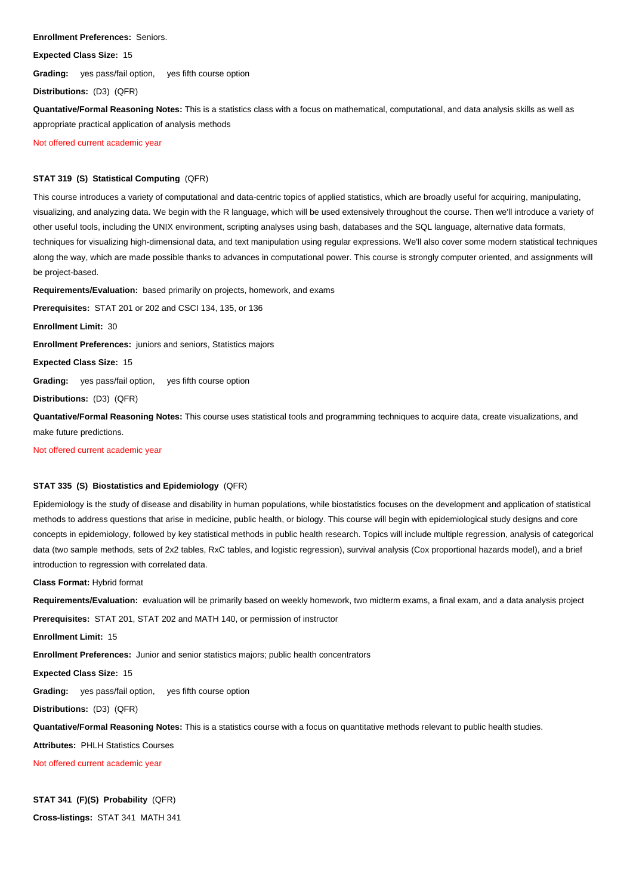**Enrollment Preferences:** Seniors.

**Expected Class Size:** 15

**Grading:** yes pass/fail option, yes fifth course option

**Distributions:** (D3) (QFR)

**Quantative/Formal Reasoning Notes:** This is a statistics class with a focus on mathematical, computational, and data analysis skills as well as appropriate practical application of analysis methods

Not offered current academic year

### STAT 319 (S) Statistical Computing (QFR)

This course introduces a variety of computational and data-centric topics of applied statistics, which are broadly useful for acquiring, manipulating, visualizing, and analyzing data. We begin with the R language, which will be used extensively throughout the course. Then we'll introduce a variety of other useful tools, including the UNIX environment, scripting analyses using bash, databases and the SQL language, alternative data formats, techniques for visualizing high-dimensional data, and text manipulation using regular expressions. We'll also cover some modern statistical techniques along the way, which are made possible thanks to advances in computational power. This course is strongly computer oriented, and assignments will be project-based.

**Requirements/Evaluation:** based primarily on projects, homework, and exams

**Prerequisites:** STAT 201 or 202 and CSCI 134, 135, or 136

**Enrollment Limit:** 30

**Enrollment Preferences:** juniors and seniors, Statistics majors

**Expected Class Size:** 15

**Grading:** yes pass/fail option, yes fifth course option

**Distributions:** (D3) (QFR)

**Quantative/Formal Reasoning Notes:** This course uses statistical tools and programming techniques to acquire data, create visualizations, and make future predictions.

Not offered current academic year

### STAT 335 (S) Biostatistics and Epidemiology (QFR)

Epidemiology is the study of disease and disability in human populations, while biostatistics focuses on the development and application of statistical methods to address questions that arise in medicine, public health, or biology. This course will begin with epidemiological study designs and core concepts in epidemiology, followed by key statistical methods in public health research. Topics will include multiple regression, analysis of categorical data (two sample methods, sets of 2x2 tables, RxC tables, and logistic regression), survival analysis (Cox proportional hazards model), and a brief introduction to regression with correlated data.

**Class Format:** Hybrid format

**Requirements/Evaluation:** evaluation will be primarily based on weekly homework, two midterm exams, a final exam, and a data analysis project

**Prerequisites:** STAT 201, STAT 202 and MATH 140, or permission of instructor

**Enrollment Limit:** 15

**Enrollment Preferences:** Junior and senior statistics majors; public health concentrators

**Expected Class Size:** 15

**Grading:** yes pass/fail option, yes fifth course option

**Distributions:** (D3) (QFR)

**Quantative/Formal Reasoning Notes:** This is a statistics course with a focus on quantitative methods relevant to public health studies.

**Attributes:** PHLH Statistics Courses

Not offered current academic year

### STAT 341 (F)(S) Probability (QFR)

**Cross-listings:** STAT 341 MATH 341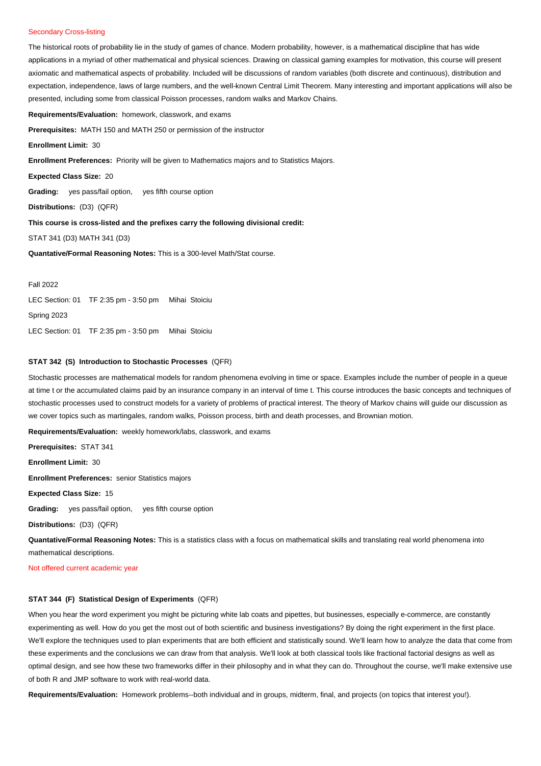Secondary Cross-listing

The historical roots of probability lie in the study of games of chance. Modern probability, however, is a mathematical discipline that has wide applications in a myriad of other mathematical and physical sciences. Drawing on classical gaming examples for motivation, this course will present axiomatic and mathematical aspects of probability. Included will be discussions of random variables (both discrete and continuous), distribution and expectation, independence, laws of large numbers, and the well-known Central Limit Theorem. Many interesting and important applications will also be presented, including some from classical Poisson processes, random walks and Markov Chains.

**Requirements/Evaluation:** homework, classwork, and exams

**Prerequisites:** MATH 150 and MATH 250 or permission of the instructor

**Enrollment Limit:** 30

**Enrollment Preferences:** Priority will be given to Mathematics majors and to Statistics Majors.

**Expected Class Size:** 20

**Grading:** yes pass/fail option, yes fifth course option

**Distributions:** (D3) (QFR)

**This course is cross-listed and the prefixes carry the following divisional credit:**

STAT 341 (D3) MATH 341 (D3)

**Quantative/Formal Reasoning Notes:** This is a 300-level Math/Stat course.

Fall 2022

LEC Section: 01 TF 2:35 pm - 3:50 pm Mihai Stoiciu

Spring 2023

LEC Section: 01 TF 2:35 pm - 3:50 pm Mihai Stoiciu

### STAT 342 (S) Introduction to Stochastic Processes (QFR)

Stochastic processes are mathematical models for random phenomena evolving in time or space. Examples include the number of people in a queue at time t or the accumulated claims paid by an insurance company in an interval of time t. This course introduces the basic concepts and techniques of stochastic processes used to construct models for a variety of problems of practical interest. The theory of Markov chains will guide our discussion as we cover topics such as martingales, random walks, Poisson process, birth and death processes, and Brownian motion.

**Requirements/Evaluation:** weekly homework/labs, classwork, and exams

**Prerequisites:** STAT 341

**Enrollment Limit:** 30

**Enrollment Preferences:** senior Statistics majors

**Expected Class Size:** 15

**Grading:** yes pass/fail option, yes fifth course option

**Distributions:** (D3) (QFR)

**Quantative/Formal Reasoning Notes:** This is a statistics class with a focus on mathematical skills and translating real world phenomena into mathematical descriptions.

Not offered current academic year

### STAT 344 (F) Statistical Design of Experiments (QFR)

When you hear the word experiment you might be picturing white lab coats and pipettes, but businesses, especially e-commerce, are constantly experimenting as well. How do you get the most out of both scientific and business investigations? By doing the right experiment in the first place. We'll explore the techniques used to plan experiments that are both efficient and statistically sound. We'll learn how to analyze the data that come from these experiments and the conclusions we can draw from that analysis. We'll look at both classical tools like fractional factorial designs as well as optimal design, and see how these two frameworks differ in their philosophy and in what they can do. Throughout the course, we'll make extensive use of both R and JMP software to work with real-world data.

**Requirements/Evaluation:** Homework problems--both individual and in groups, midterm, final, and projects (on topics that interest you!).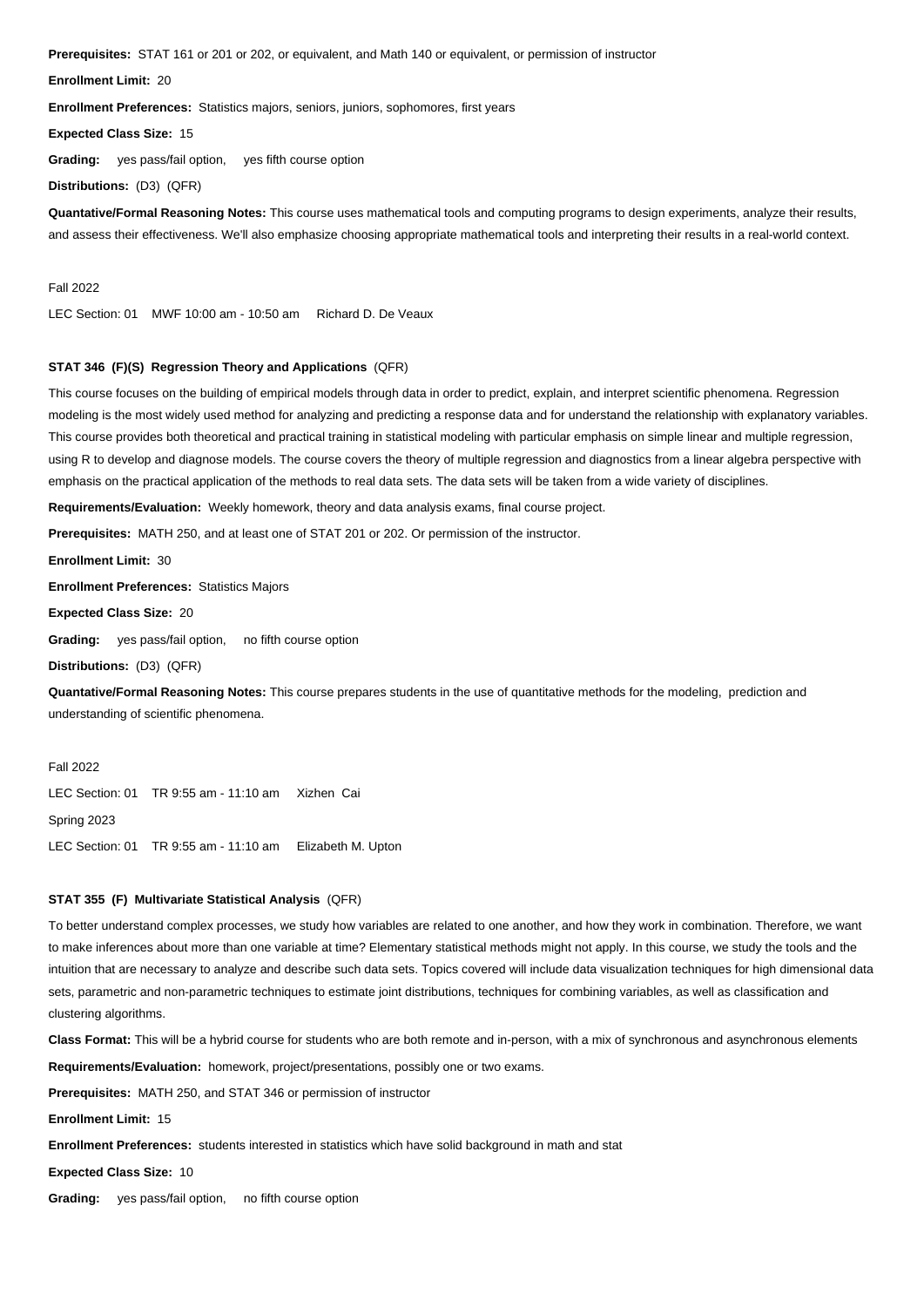**Prerequisites:** STAT 161 or 201 or 202, or equivalent, and Math 140 or equivalent, or permission of instructor

**Enrollment Limit:** 20

**Enrollment Preferences:** Statistics majors, seniors, juniors, sophomores, first years

**Expected Class Size:** 15

**Grading:** yes pass/fail option, yes fifth course option

**Distributions:** (D3) (QFR)

**Quantative/Formal Reasoning Notes:** This course uses mathematical tools and computing programs to design experiments, analyze their results, and assess their effectiveness. We'll also emphasize choosing appropriate mathematical tools and interpreting their results in a real-world context.

Fall 2022

LEC Section: 01 MWF 10:00 am - 10:50 am Richard D. De Veaux

### STAT 346 (F)(S) Regression Theory and Applications (QFR)

This course focuses on the building of empirical models through data in order to predict, explain, and interpret scientific phenomena. Regression modeling is the most widely used method for analyzing and predicting a response data and for understand the relationship with explanatory variables. This course provides both theoretical and practical training in statistical modeling with particular emphasis on simple linear and multiple regression, using R to develop and diagnose models. The course covers the theory of multiple regression and diagnostics from a linear algebra perspective with emphasis on the practical application of the methods to real data sets. The data sets will be taken from a wide variety of disciplines.

**Requirements/Evaluation:** Weekly homework, theory and data analysis exams, final course project.

**Prerequisites:** MATH 250, and at least one of STAT 201 or 202. Or permission of the instructor.

**Enrollment Limit:** 30

**Enrollment Preferences:** Statistics Majors

**Expected Class Size:** 20

**Grading:** yes pass/fail option, no fifth course option

**Distributions:** (D3) (QFR)

**Quantative/Formal Reasoning Notes:** This course prepares students in the use of quantitative methods for the modeling, prediction and understanding of scientific phenomena.

Fall 2022

LEC Section: 01 TR 9:55 am - 11:10 am Xizhen Cai

Spring 2023

LEC Section: 01 TR 9:55 am - 11:10 am Elizabeth M. Upton

### STAT 355 (F) Multivariate Statistical Analysis (QFR)

To better understand complex processes, we study how variables are related to one another, and how they work in combination. Therefore, we want to make inferences about more than one variable at time? Elementary statistical methods might not apply. In this course, we study the tools and the intuition that are necessary to analyze and describe such data sets. Topics covered will include data visualization techniques for high dimensional data sets, parametric and non-parametric techniques to estimate joint distributions, techniques for combining variables, as well as classification and clustering algorithms.

**Class Format:** This will be a hybrid course for students who are both remote and in-person, with a mix of synchronous and asynchronous elements

**Requirements/Evaluation:** homework, project/presentations, possibly one or two exams.

**Prerequisites:** MATH 250, and STAT 346 or permission of instructor

**Enrollment Limit:** 15

**Enrollment Preferences:** students interested in statistics which have solid background in math and stat

**Expected Class Size:** 10

**Grading:** yes pass/fail option, no fifth course option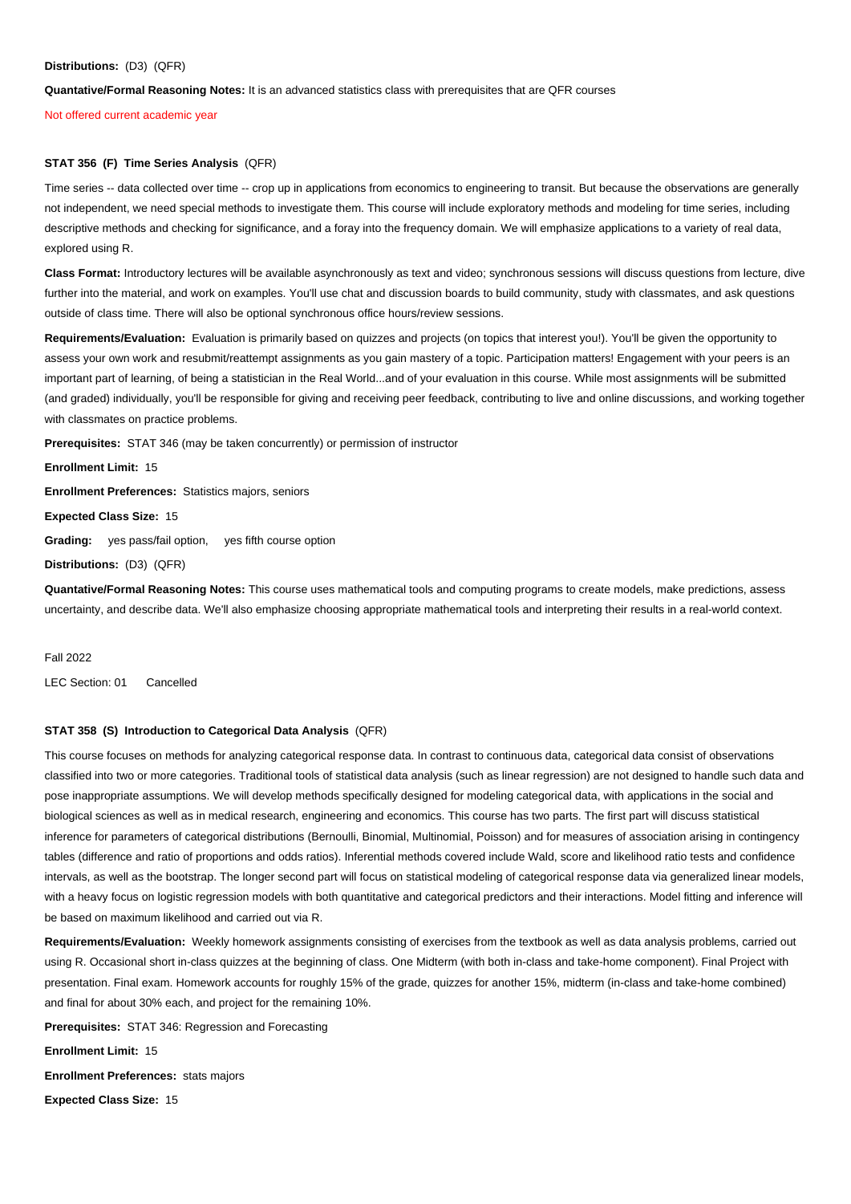**Distributions:** (D3) (QFR)

**Quantative/Formal Reasoning Notes:** It is an advanced statistics class with prerequisites that are QFR courses

Not offered current academic year

### STAT 356 (F) Time Series Analysis (QFR)

Time series -- data collected over time -- crop up in applications from economics to engineering to transit. But because the observations are generally not independent, we need special methods to investigate them. This course will include exploratory methods and modeling for time series, including descriptive methods and checking for significance, and a foray into the frequency domain. We will emphasize applications to a variety of real data, explored using R.

**Class Format:** Introductory lectures will be available asynchronously as text and video; synchronous sessions will discuss questions from lecture, dive further into the material, and work on examples. You'll use chat and discussion boards to build community, study with classmates, and ask questions outside of class time. There will also be optional synchronous office hours/review sessions.

**Requirements/Evaluation:** Evaluation is primarily based on quizzes and projects (on topics that interest you!). You'll be given the opportunity to assess your own work and resubmit/reattempt assignments as you gain mastery of a topic. Participation matters! Engagement with your peers is an important part of learning, of being a statistician in the Real World...and of your evaluation in this course. While most assignments will be submitted (and graded) individually, you'll be responsible for giving and receiving peer feedback, contributing to live and online discussions, and working together with classmates on practice problems.

**Prerequisites:** STAT 346 (may be taken concurrently) or permission of instructor

**Enrollment Limit:** 15

**Enrollment Preferences:** Statistics majors, seniors

**Expected Class Size:** 15

**Grading:** yes pass/fail option, yes fifth course option

**Distributions:** (D3) (QFR)

**Quantative/Formal Reasoning Notes:** This course uses mathematical tools and computing programs to create models, make predictions, assess uncertainty, and describe data. We'll also emphasize choosing appropriate mathematical tools and interpreting their results in a real-world context.

Fall 2022

LEC Section: 01 Cancelled

### STAT 358 (S) Introduction to Categorical Data Analysis (QFR)

This course focuses on methods for analyzing categorical response data. In contrast to continuous data, categorical data consist of observations classified into two or more categories. Traditional tools of statistical data analysis (such as linear regression) are not designed to handle such data and pose inappropriate assumptions. We will develop methods specifically designed for modeling categorical data, with applications in the social and biological sciences as well as in medical research, engineering and economics. This course has two parts. The first part will discuss statistical inference for parameters of categorical distributions (Bernoulli, Binomial, Multinomial, Poisson) and for measures of association arising in contingency tables (difference and ratio of proportions and odds ratios). Inferential methods covered include Wald, score and likelihood ratio tests and confidence intervals, as well as the bootstrap. The longer second part will focus on statistical modeling of categorical response data via generalized linear models, with a heavy focus on logistic regression models with both quantitative and categorical predictors and their interactions. Model fitting and inference will be based on maximum likelihood and carried out via R.

**Requirements/Evaluation:** Weekly homework assignments consisting of exercises from the textbook as well as data analysis problems, carried out using R. Occasional short in-class quizzes at the beginning of class. One Midterm (with both in-class and take-home component). Final Project with presentation. Final exam. Homework accounts for roughly 15% of the grade, quizzes for another 15%, midterm (in-class and take-home combined) and final for about 30% each, and project for the remaining 10%.

**Prerequisites:** STAT 346: Regression and Forecasting

**Enrollment Limit:** 15

**Enrollment Preferences:** stats majors

**Expected Class Size:** 15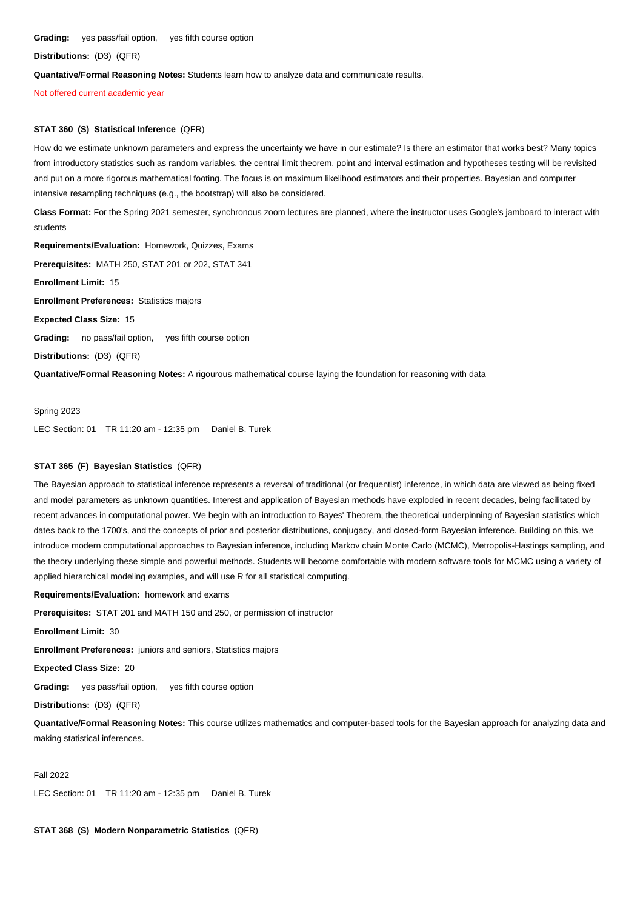**Grading:** yes pass/fail option, yes fifth course option

**Distributions:** (D3) (QFR)

**Quantative/Formal Reasoning Notes:** Students learn how to analyze data and communicate results.

Not offered current academic year

### STAT 360 (S) Statistical Inference (QFR)

How do we estimate unknown parameters and express the uncertainty we have in our estimate? Is there an estimator that works best? Many topics from introductory statistics such as random variables, the central limit theorem, point and interval estimation and hypotheses testing will be revisited and put on a more rigorous mathematical footing. The focus is on maximum likelihood estimators and their properties. Bayesian and computer intensive resampling techniques (e.g., the bootstrap) will also be considered.

**Class Format:** For the Spring 2021 semester, synchronous zoom lectures are planned, where the instructor uses Google's jamboard to interact with students

**Requirements/Evaluation:** Homework, Quizzes, Exams

**Prerequisites:** MATH 250, STAT 201 or 202, STAT 341

**Enrollment Limit:** 15

**Enrollment Preferences:** Statistics majors

**Expected Class Size:** 15

**Grading:** no pass/fail option, yes fifth course option

**Distributions:** (D3) (QFR)

**Quantative/Formal Reasoning Notes:** A rigourous mathematical course laying the foundation for reasoning with data

Spring 2023

LEC Section: 01 TR 11:20 am - 12:35 pm Daniel B. Turek

### STAT 365 (F) Bayesian Statistics (QFR)

The Bayesian approach to statistical inference represents a reversal of traditional (or frequentist) inference, in which data are viewed as being fixed and model parameters as unknown quantities. Interest and application of Bayesian methods have exploded in recent decades, being facilitated by recent advances in computational power. We begin with an introduction to Bayes' Theorem, the theoretical underpinning of Bayesian statistics which dates back to the 1700's, and the concepts of prior and posterior distributions, conjugacy, and closed-form Bayesian inference. Building on this, we introduce modern computational approaches to Bayesian inference, including Markov chain Monte Carlo (MCMC), Metropolis-Hastings sampling, and the theory underlying these simple and powerful methods. Students will become comfortable with modern software tools for MCMC using a variety of applied hierarchical modeling examples, and will use R for all statistical computing.

**Requirements/Evaluation:** homework and exams

**Prerequisites:** STAT 201 and MATH 150 and 250, or permission of instructor

**Enrollment Limit:** 30

**Enrollment Preferences:** juniors and seniors, Statistics majors

**Expected Class Size:** 20

**Grading:** yes pass/fail option, yes fifth course option

**Distributions:** (D3) (QFR)

**Quantative/Formal Reasoning Notes:** This course utilizes mathematics and computer-based tools for the Bayesian approach for analyzing data and making statistical inferences.

Fall 2022

LEC Section: 01 TR 11:20 am - 12:35 pm Daniel B. Turek

### STAT 368 (S) Modern Nonparametric Statistics (QFR)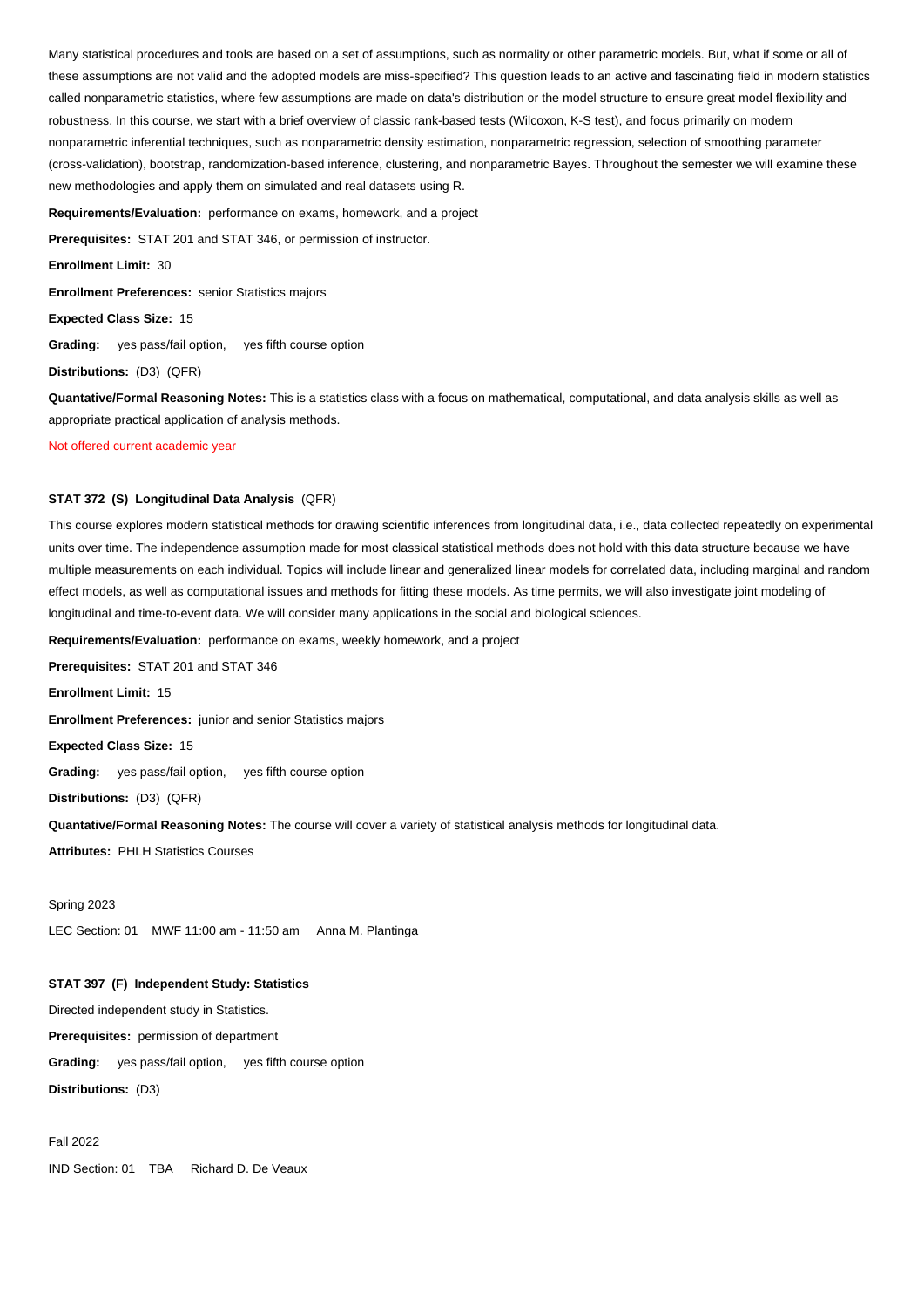Many statistical procedures and tools are based on a set of assumptions, such as normality or other parametric models. But, what if some or all of these assumptions are not valid and the adopted models are miss-specified? This question leads to an active and fascinating field in modern statistics called nonparametric statistics, where few assumptions are made on data's distribution or the model structure to ensure great model flexibility and robustness. In this course, we start with a brief overview of classic rank-based tests (Wilcoxon, K-S test), and focus primarily on modern nonparametric inferential techniques, such as nonparametric density estimation, nonparametric regression, selection of smoothing parameter (cross-validation), bootstrap, randomization-based inference, clustering, and nonparametric Bayes. Throughout the semester we will examine these new methodologies and apply them on simulated and real datasets using R.

**Requirements/Evaluation:** performance on exams, homework, and a project

**Prerequisites:** STAT 201 and STAT 346, or permission of instructor.

**Enrollment Limit:** 30

**Enrollment Preferences:** senior Statistics majors

**Expected Class Size:** 15

**Grading:** yes pass/fail option, yes fifth course option

**Distributions:** (D3) (QFR)

**Quantative/Formal Reasoning Notes:** This is a statistics class with a focus on mathematical, computational, and data analysis skills as well as appropriate practical application of analysis methods.

Not offered current academic year

### STAT 372 (S) Longitudinal Data Analysis (QFR)

This course explores modern statistical methods for drawing scientific inferences from longitudinal data, i.e., data collected repeatedly on experimental units over time. The independence assumption made for most classical statistical methods does not hold with this data structure because we have multiple measurements on each individual. Topics will include linear and generalized linear models for correlated data, including marginal and random effect models, as well as computational issues and methods for fitting these models. As time permits, we will also investigate joint modeling of longitudinal and time-to-event data. We will consider many applications in the social and biological sciences.

**Requirements/Evaluation:** performance on exams, weekly homework, and a project

**Prerequisites:** STAT 201 and STAT 346

**Enrollment Limit:** 15

**Enrollment Preferences:** junior and senior Statistics majors

**Expected Class Size:** 15

**Grading:** yes pass/fail option, yes fifth course option

**Distributions:** (D3) (QFR)

**Quantative/Formal Reasoning Notes:** The course will cover a variety of statistical analysis methods for longitudinal data.

**Attributes:** PHLH Statistics Courses

Spring 2023

LEC Section: 01 MWF 11:00 am - 11:50 am Anna M. Plantinga

### STAT 397 (F) Independent Study: Statistics

Directed independent study in Statistics.

**Prerequisites:** permission of department

**Grading:** yes pass/fail option, yes fifth course option

**Distributions:** (D3)

Fall 2022

IND Section: 01 TBA Richard D. De Veaux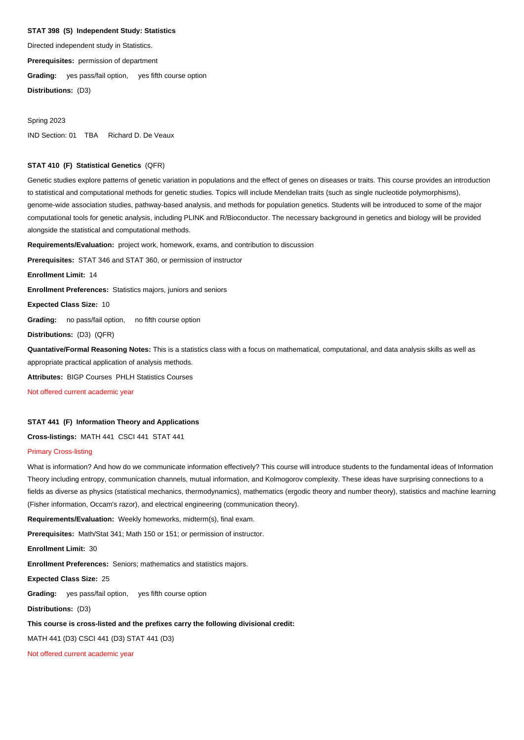**STAT 398 (S) Independent Study: Statistics**

Directed independent study in Statistics.

**Prerequisites:** permission of department

**Grading:** yes pass/fail option, yes fifth course option

**Distributions:** (D3)

Spring 2023

IND Section: 01 TBA Richard D. De Veaux

**STAT 410 (F) Statistical Genetics** (QFR)

Genetic studies explore patterns of genetic variation in populations and the effect of genes on diseases or traits. This course provides an introduction to statistical and computational methods for genetic studies. Topics will include Mendelian traits (such as single nucleotide polymorphisms), genome-wide association studies, pathway-based analysis, and methods for population genetics. Students will be introduced to some of the major computational tools for genetic analysis, including PLINK and R/Bioconductor. The necessary background in genetics and biology will be provided alongside the statistical and computational methods.

**Requirements/Evaluation:** project work, homework, exams, and contribution to discussion

**Prerequisites:** STAT 346 and STAT 360, or permission of instructor

**Enrollment Limit:** 14

**Enrollment Preferences:** Statistics majors, juniors and seniors

**Expected Class Size:** 10

**Grading:** no pass/fail option, no fifth course option

**Distributions:** (D3) (QFR)

**Quantative/Formal Reasoning Notes:** This is a statistics class with a focus on mathematical, computational, and data analysis skills as well as appropriate practical application of analysis methods.

**Attributes:** BIGP Courses PHLH Statistics Courses

Not offered current academic year

**STAT 441 (F) Information Theory and Applications**

**Cross-listings:** MATH 441 CSCI 441 STAT 441

Primary Cross-listing

What is information? And how do we communicate information effectively? This course will introduce students to the fundamental ideas of Information Theory including entropy, communication channels, mutual information, and Kolmogorov complexity. These ideas have surprising connections to a fields as diverse as physics (statistical mechanics, thermodynamics), mathematics (ergodic theory and number theory), statistics and machine learning (Fisher information, Occam's razor), and electrical engineering (communication theory).

**Requirements/Evaluation:** Weekly homeworks, midterm(s), final exam.

**Prerequisites:** Math/Stat 341; Math 150 or 151; or permission of instructor.

**Enrollment Limit:** 30

**Enrollment Preferences:** Seniors; mathematics and statistics majors.

**Expected Class Size:** 25

**Grading:** yes pass/fail option, yes fifth course option

**Distributions:** (D3)

**This course is cross-listed and the prefixes carry the following divisional credit:**

MATH 441 (D3) CSCI 441 (D3) STAT 441 (D3)

Not offered current academic year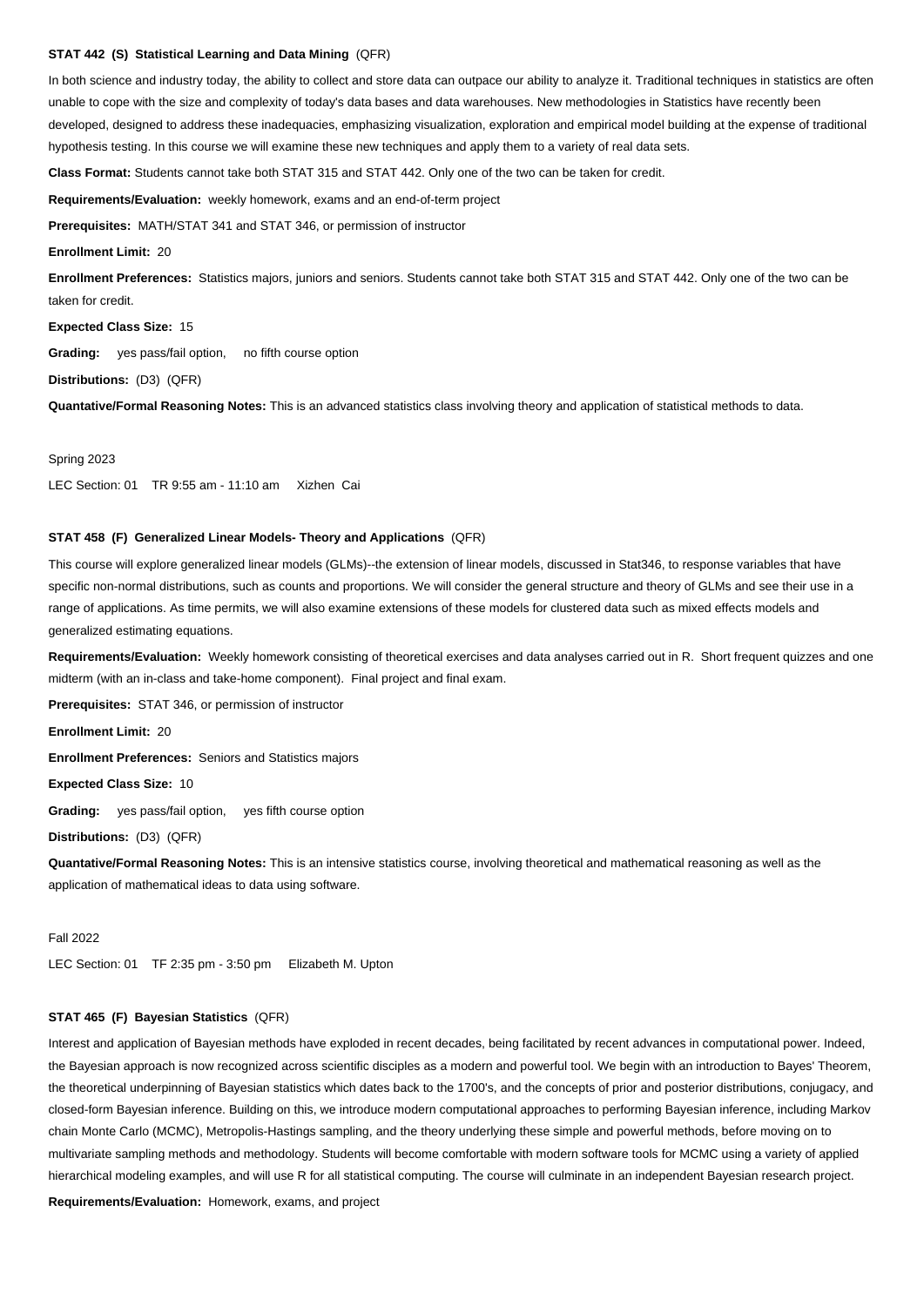**STAT 442 (S) Statistical Learning and Data Mining** (QFR)

In both science and industry today, the ability to collect and store data can outpace our ability to analyze it. Traditional techniques in statistics are often unable to cope with the size and complexity of today's data bases and data warehouses. New methodologies in Statistics have recently been developed, designed to address these inadequacies, emphasizing visualization, exploration and empirical model building at the expense of traditional hypothesis testing. In this course we will examine these new techniques and apply them to a variety of real data sets.

**Class Format:** Students cannot take both STAT 315 and STAT 442. Only one of the two can be taken for credit.

**Requirements/Evaluation:** weekly homework, exams and an end-of-term project

**Prerequisites:** MATH/STAT 341 and STAT 346, or permission of instructor

**Enrollment Limit:** 20

**Enrollment Preferences:** Statistics majors, juniors and seniors. Students cannot take both STAT 315 and STAT 442. Only one of the two can be taken for credit.

**Expected Class Size:** 15

**Grading:** yes pass/fail option, no fifth course option

**Distributions:** (D3) (QFR)

**Quantative/Formal Reasoning Notes:** This is an advanced statistics class involving theory and application of statistical methods to data.

Spring 2023

LEC Section: 01 TR 9:55 am - 11:10 am Xizhen Cai

**STAT 458 (F) Generalized Linear Models- Theory and Applications** (QFR)

This course will explore generalized linear models (GLMs)--the extension of linear models, discussed in Stat346, to response variables that have specific non-normal distributions, such as counts and proportions. We will consider the general structure and theory of GLMs and see their use in a range of applications. As time permits, we will also examine extensions of these models for clustered data such as mixed effects models and generalized estimating equations.

**Requirements/Evaluation:** Weekly homework consisting of theoretical exercises and data analyses carried out in R. Short frequent quizzes and one midterm (with an in-class and take-home component). Final project and final exam.

**Prerequisites:** STAT 346, or permission of instructor

**Enrollment Limit:** 20

**Enrollment Preferences:** Seniors and Statistics majors

**Expected Class Size:** 10

**Grading:** yes pass/fail option, yes fifth course option

**Distributions:** (D3) (QFR)

**Quantative/Formal Reasoning Notes:** This is an intensive statistics course, involving theoretical and mathematical reasoning as well as the application of mathematical ideas to data using software.

Fall 2022

LEC Section: 01 TF 2:35 pm - 3:50 pm Elizabeth M. Upton

**STAT 465 (F) Bayesian Statistics** (QFR)

Interest and application of Bayesian methods have exploded in recent decades, being facilitated by recent advances in computational power. Indeed, the Bayesian approach is now recognized across scientific disciples as a modern and powerful tool. We begin with an introduction to Bayes' Theorem, the theoretical underpinning of Bayesian statistics which dates back to the 1700's, and the concepts of prior and posterior distributions, conjugacy, and closed-form Bayesian inference. Building on this, we introduce modern computational approaches to performing Bayesian inference, including Markov chain Monte Carlo (MCMC), Metropolis-Hastings sampling, and the theory underlying these simple and powerful methods, before moving on to multivariate sampling methods and methodology. Students will become comfortable with modern software tools for MCMC using a variety of applied hierarchical modeling examples, and will use R for all statistical computing. The course will culminate in an independent Bayesian research project.

**Requirements/Evaluation:** Homework, exams, and project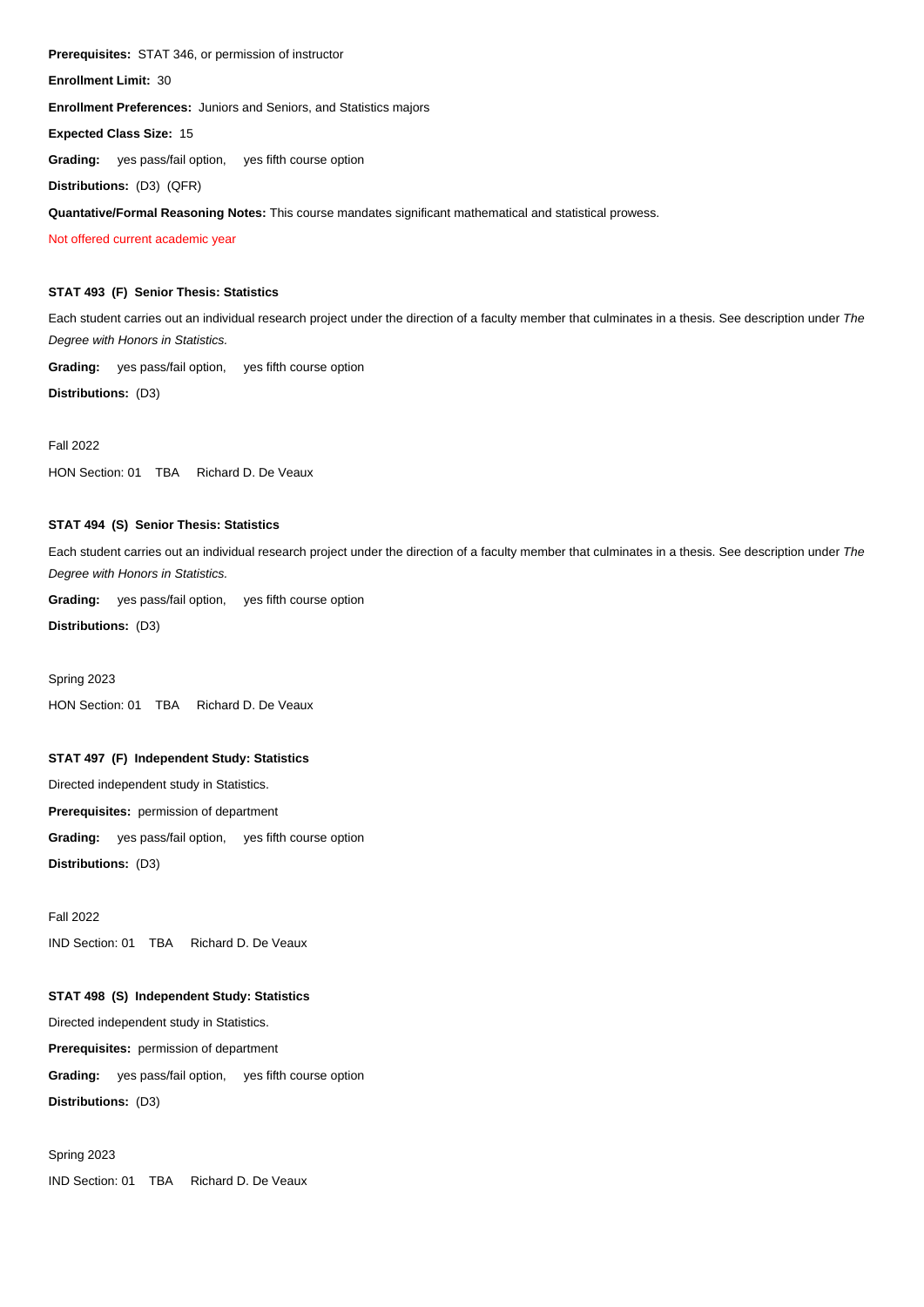**Prerequisites:** STAT 346, or permission of instructor

**Enrollment Limit:** 30

**Enrollment Preferences:** Juniors and Seniors, and Statistics majors

**Expected Class Size:** 15

**Grading:** yes pass/fail option, yes fifth course option

**Distributions:** (D3) (QFR)

**Quantative/Formal Reasoning Notes:** This course mandates significant mathematical and statistical prowess.

Not offered current academic year

### STAT 493 (F) Senior Thesis: Statistics

Each student carries out an individual research project under the direction of a faculty member that culminates in a thesis. See description under *The Degree with Honors in Statistics.*

**Grading:** yes pass/fail option, yes fifth course option

**Distributions:** (D3)

Fall 2022

HON Section: 01 TBA Richard D. De Veaux

### STAT 494 (S) Senior Thesis: Statistics

Each student carries out an individual research project under the direction of a faculty member that culminates in a thesis. See description under *The Degree with Honors in Statistics.*

**Grading:** yes pass/fail option, yes fifth course option

**Distributions:** (D3)

Spring 2023

HON Section: 01 TBA Richard D. De Veaux

### STAT 497 (F) Independent Study: Statistics

Directed independent study in Statistics.

**Prerequisites:** permission of department

**Grading:** yes pass/fail option, yes fifth course option

**Distributions:** (D3)

Fall 2022

IND Section: 01 TBA Richard D. De Veaux

### STAT 498 (S) Independent Study: Statistics

Directed independent study in Statistics.

**Prerequisites:** permission of department

**Grading:** yes pass/fail option, yes fifth course option

**Distributions:** (D3)

Spring 2023

IND Section: 01 TBA Richard D. De Veaux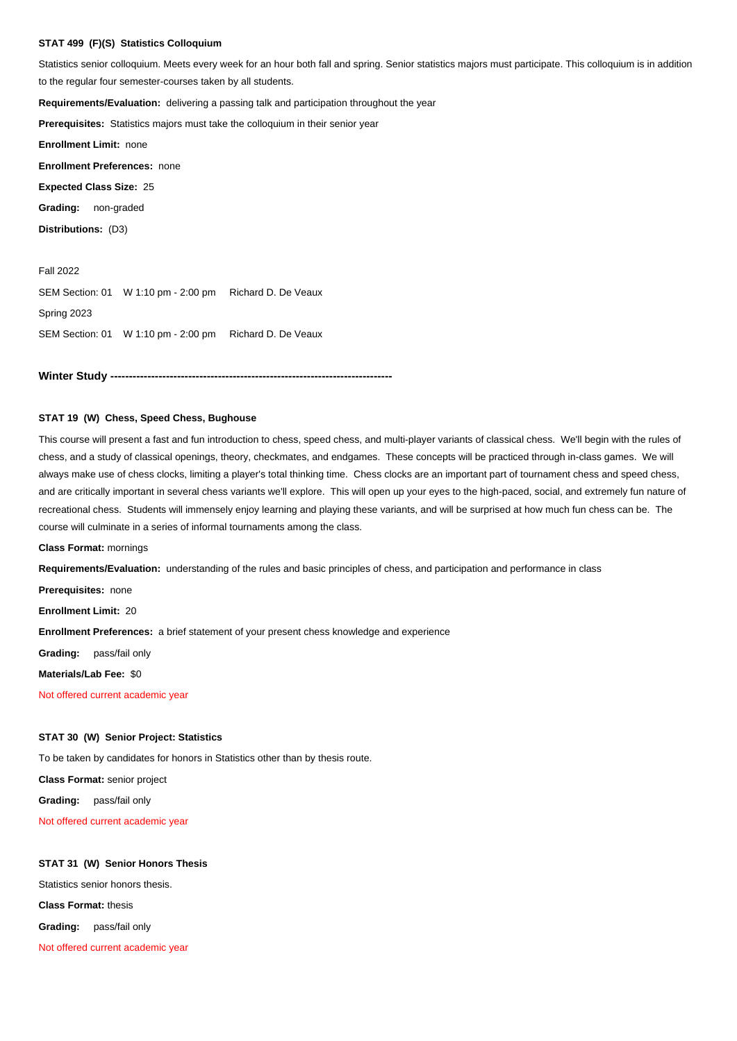**STAT 499 (F)(S) Statistics Colloquium**

Statistics senior colloquium. Meets every week for an hour both fall and spring. Senior statistics majors must participate. This colloquium is in addition to the regular four semester-courses taken by all students.

**Requirements/Evaluation:** delivering a passing talk and participation throughout the year

**Prerequisites:** Statistics majors must take the colloquium in their senior year

**Enrollment Limit:** none

**Enrollment Preferences:** none

**Expected Class Size:** 25

**Grading:** non-graded

**Distributions:** (D3)

Fall 2022

SEM Section: 01 W 1:10 pm - 2:00 pm Richard D. De Veaux

Spring 2023

SEM Section: 01 W 1:10 pm - 2:00 pm Richard D. De Veaux

**Winter Study -----------------------------------------------------------------------------**

**STAT 19 (W) Chess, Speed Chess, Bughouse**

This course will present a fast and fun introduction to chess, speed chess, and multi-player variants of classical chess. We'll begin with the rules of chess, and a study of classical openings, theory, checkmates, and endgames. These concepts will be practiced through in-class games. We will always make use of chess clocks, limiting a player's total thinking time. Chess clocks are an important part of tournament chess and speed chess, and are critically important in several chess variants we'll explore. This will open up your eyes to the high-paced, social, and extremely fun nature of recreational chess. Students will immensely enjoy learning and playing these variants, and will be surprised at how much fun chess can be. The course will culminate in a series of informal tournaments among the class.

**Class Format:** mornings

**Requirements/Evaluation:** understanding of the rules and basic principles of chess, and participation and performance in class

**Prerequisites:** none

**Enrollment Limit:** 20

**Enrollment Preferences:** a brief statement of your present chess knowledge and experience

**Grading:** pass/fail only

**Materials/Lab Fee:** $0

Not offered current academic year

**STAT 30 (W) Senior Project: Statistics**

To be taken by candidates for honors in Statistics other than by thesis route.

**Class Format:** senior project

**Grading:** pass/fail only

Not offered current academic year

**STAT 31 (W) Senior Honors Thesis**

Statistics senior honors thesis.

**Class Format:** thesis

**Grading:** pass/fail only

Not offered current academic year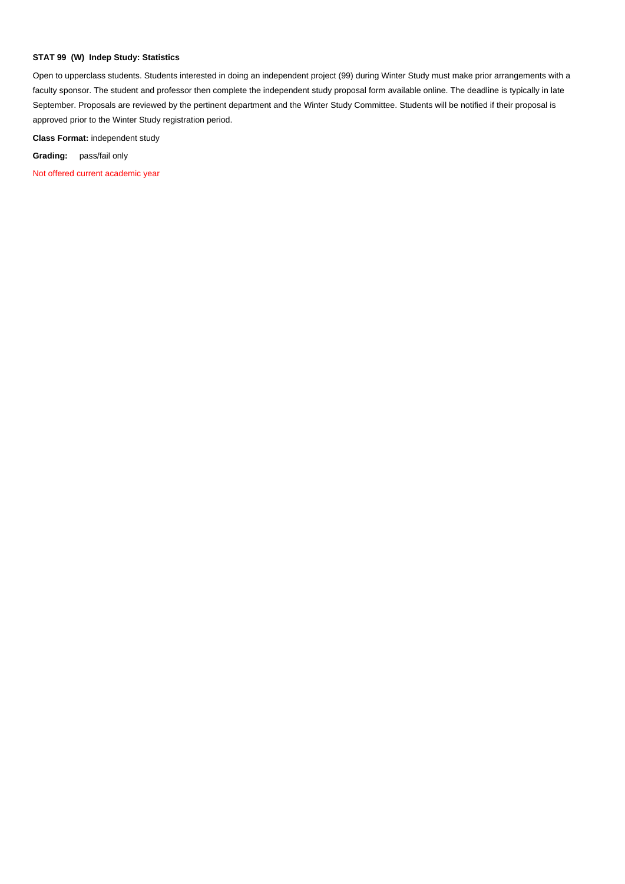**STAT 99 (W) Indep Study: Statistics**

Open to upperclass students. Students interested in doing an independent project (99) during Winter Study must make prior arrangements with a faculty sponsor. The student and professor then complete the independent study proposal form available online. The deadline is typically in late September. Proposals are reviewed by the pertinent department and the Winter Study Committee. Students will be notified if their proposal is approved prior to the Winter Study registration period.

**Class Format:** independent study

**Grading:** pass/fail only

Not offered current academic year